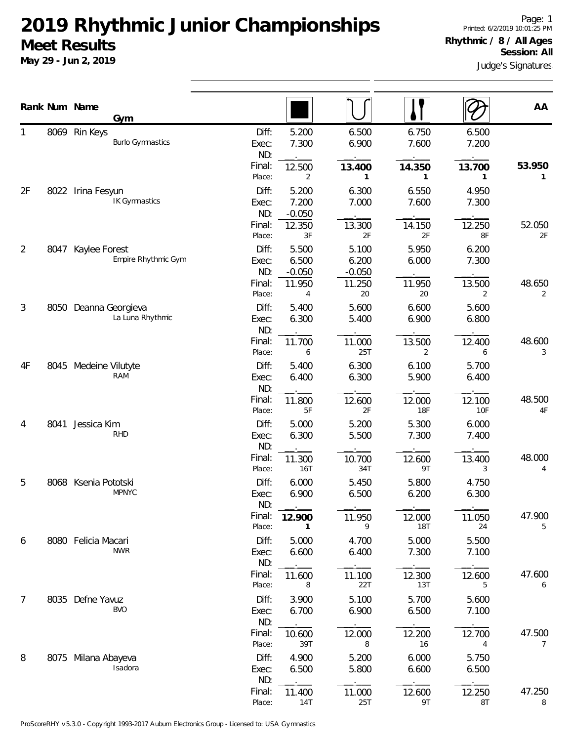# 2019 Rhythmic Junior Championships

## Meet Results

**May 29 - Jun 2, 2019**

**Rhythmic / 8 / All Ages**
**Session: All**

Judge's Signatures

| Rank | Num | Name / Gym | | Rope | Hoop | Clubs | Ribbon | AA |
|---|---|---|---|---|---|---|---|---|
| 1 | 8069 | Rin Keys<br>Burlo Gymnastics | Diff: | 5.200 | 6.500 | 6.750 | 6.500 | |
| | | | Exec: | 7.300 | 6.900 | 7.600 | 7.200 | |
| | | | ND: | . | . | . | . | |
| | | | Final: | 12.500 | **13.400** | **14.350** | **13.700** | **53.950** |
| | | | Place: | 2 | **1** | **1** | **1** | **1** |
| 2F | 8022 | Irina Fesyun<br>IK Gymnastics | Diff: | 5.200 | 6.300 | 6.550 | 4.950 | |
| | | | Exec: | 7.200 | 7.000 | 7.600 | 7.300 | |
| | | | ND: | -0.050 | . | . | . | |
| | | | Final: | 12.350 | 13.300 | 14.150 | 12.250 | 52.050 |
| | | | Place: | 3F | 2F | 2F | 8F | 2F |
| 2 | 8047 | Kaylee Forest<br>Empire Rhythmic Gym | Diff: | 5.500 | 5.100 | 5.950 | 6.200 | |
| | | | Exec: | 6.500 | 6.200 | 6.000 | 7.300 | |
| | | | ND: | -0.050 | -0.050 | . | . | |
| | | | Final: | 11.950 | 11.250 | 11.950 | 13.500 | 48.650 |
| | | | Place: | 4 | 20 | 20 | 2 | 2 |
| 3 | 8050 | Deanna Georgieva<br>La Luna Rhythmic | Diff: | 5.400 | 5.600 | 6.600 | 5.600 | |
| | | | Exec: | 6.300 | 5.400 | 6.900 | 6.800 | |
| | | | ND: | . | . | . | . | |
| | | | Final: | 11.700 | 11.000 | 13.500 | 12.400 | 48.600 |
| | | | Place: | 6 | 25T | 2 | 6 | 3 |
| 4F | 8045 | Medeine Vilutyte<br>RAM | Diff: | 5.400 | 6.300 | 6.100 | 5.700 | |
| | | | Exec: | 6.400 | 6.300 | 5.900 | 6.400 | |
| | | | ND: | . | . | . | . | |
| | | | Final: | 11.800 | 12.600 | 12.000 | 12.100 | 48.500 |
| | | | Place: | 5F | 2F | 18F | 10F | 4F |
| 4 | 8041 | Jessica Kim<br>RHD | Diff: | 5.000 | 5.200 | 5.300 | 6.000 | |
| | | | Exec: | 6.300 | 5.500 | 7.300 | 7.400 | |
| | | | ND: | . | . | . | . | |
| | | | Final: | 11.300 | 10.700 | 12.600 | 13.400 | 48.000 |
| | | | Place: | 16T | 34T | 9T | 3 | 4 |
| 5 | 8068 | Ksenia Pototski<br>MPNYC | Diff: | 6.000 | 5.450 | 5.800 | 4.750 | |
| | | | Exec: | 6.900 | 6.500 | 6.200 | 6.300 | |
| | | | ND: | . | . | . | . | |
| | | | Final: | **12.900** | 11.950 | 12.000 | 11.050 | 47.900 |
| | | | Place: | **1** | 9 | 18T | 24 | 5 |
| 6 | 8080 | Felicia Macari<br>NWR | Diff: | 5.000 | 4.700 | 5.000 | 5.500 | |
| | | | Exec: | 6.600 | 6.400 | 7.300 | 7.100 | |
| | | | ND: | . | . | . | . | |
| | | | Final: | 11.600 | 11.100 | 12.300 | 12.600 | 47.600 |
| | | | Place: | 8 | 22T | 13T | 5 | 6 |
| 7 | 8035 | Defne Yavuz<br>BVO | Diff: | 3.900 | 5.100 | 5.700 | 5.600 | |
| | | | Exec: | 6.700 | 6.900 | 6.500 | 7.100 | |
| | | | ND: | . | . | . | . | |
| | | | Final: | 10.600 | 12.000 | 12.200 | 12.700 | 47.500 |
| | | | Place: | 39T | 8 | 16 | 4 | 7 |
| 8 | 8075 | Milana Abayeva<br>Isadora | Diff: | 4.900 | 5.200 | 6.000 | 5.750 | |
| | | | Exec: | 6.500 | 5.800 | 6.600 | 6.500 | |
| | | | ND: | . | . | . | . | |
| | | | Final: | 11.400 | 11.000 | 12.600 | 12.250 | 47.250 |
| | | | Place: | 14T | 25T | 9T | 8T | 8 |

ProScoreRHY v5.3.0 - Copyright 1993-2017 Auburn Electronics Group - Licensed to: USA Gymnastics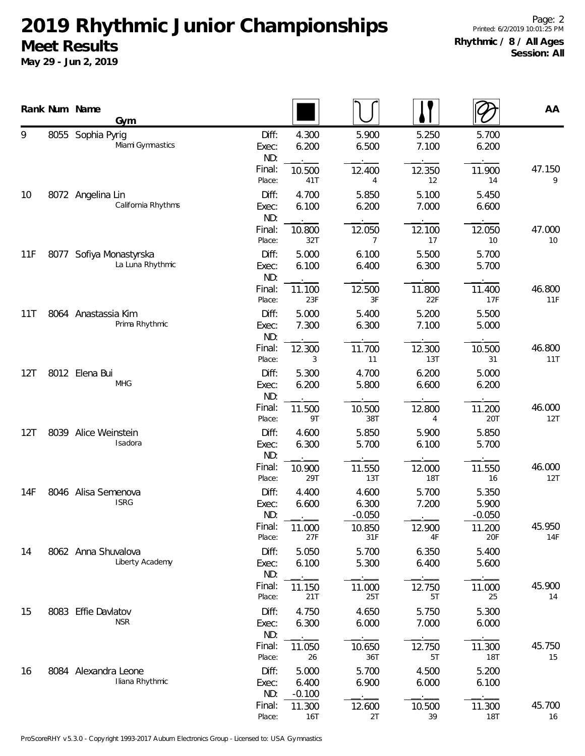# 2019 Rhythmic Junior Championships

**Meet Results**

**May 29 - Jun 2, 2019**

Printed: 6/2/2019 10:01:25 PM

**Rhythmic / 8 / All Ages**

**Session: All**

| Rank | Num | Name / Gym | | Rope | Hoop | Clubs | Ribbon | AA |
|---|---|---|---|---|---|---|---|---|
| 9 | 8055 | Sophia Pyrig | Diff: | 4.300 | 5.900 | 5.250 | 5.700 | |
| | | Miami Gymnastics | Exec: | 6.200 | 6.500 | 7.100 | 6.200 | |
| | | | ND: | | | | | |
| | | | Final: | 10.500 | 12.400 | 12.350 | 11.900 | 47.150 |
| | | | Place: | 41T | 4 | 12 | 14 | 9 |
| 10 | 8072 | Angelina Lin | Diff: | 4.700 | 5.850 | 5.100 | 5.450 | |
| | | California Rhythms | Exec: | 6.100 | 6.200 | 7.000 | 6.600 | |
| | | | ND: | | | | | |
| | | | Final: | 10.800 | 12.050 | 12.100 | 12.050 | 47.000 |
| | | | Place: | 32T | 7 | 17 | 10 | 10 |
| 11F | 8077 | Sofiya Monastyrska | Diff: | 5.000 | 6.100 | 5.500 | 5.700 | |
| | | La Luna Rhythmic | Exec: | 6.100 | 6.400 | 6.300 | 5.700 | |
| | | | ND: | | | | | |
| | | | Final: | 11.100 | 12.500 | 11.800 | 11.400 | 46.800 |
| | | | Place: | 23F | 3F | 22F | 17F | 11F |
| 11T | 8064 | Anastassia Kim | Diff: | 5.000 | 5.400 | 5.200 | 5.500 | |
| | | Prima Rhythmic | Exec: | 7.300 | 6.300 | 7.100 | 5.000 | |
| | | | ND: | | | | | |
| | | | Final: | 12.300 | 11.700 | 12.300 | 10.500 | 46.800 |
| | | | Place: | 3 | 11 | 13T | 31 | 11T |
| 12T | 8012 | Elena Bui | Diff: | 5.300 | 4.700 | 6.200 | 5.000 | |
| | | MHG | Exec: | 6.200 | 5.800 | 6.600 | 6.200 | |
| | | | ND: | | | | | |
| | | | Final: | 11.500 | 10.500 | 12.800 | 11.200 | 46.000 |
| | | | Place: | 9T | 38T | 4 | 20T | 12T |
| 12T | 8039 | Alice Weinstein | Diff: | 4.600 | 5.850 | 5.900 | 5.850 | |
| | | Isadora | Exec: | 6.300 | 5.700 | 6.100 | 5.700 | |
| | | | ND: | | | | | |
| | | | Final: | 10.900 | 11.550 | 12.000 | 11.550 | 46.000 |
| | | | Place: | 29T | 13T | 18T | 16 | 12T |
| 14F | 8046 | Alisa Semenova | Diff: | 4.400 | 4.600 | 5.700 | 5.350 | |
| | | ISRG | Exec: | 6.600 | 6.300 | 7.200 | 5.900 | |
| | | | ND: | | -0.050 | | -0.050 | |
| | | | Final: | 11.000 | 10.850 | 12.900 | 11.200 | 45.950 |
| | | | Place: | 27F | 31F | 4F | 20F | 14F |
| 14 | 8062 | Anna Shuvalova | Diff: | 5.050 | 5.700 | 6.350 | 5.400 | |
| | | Liberty Academy | Exec: | 6.100 | 5.300 | 6.400 | 5.600 | |
| | | | ND: | | | | | |
| | | | Final: | 11.150 | 11.000 | 12.750 | 11.000 | 45.900 |
| | | | Place: | 21T | 25T | 5T | 25 | 14 |
| 15 | 8083 | Effie Davlatov | Diff: | 4.750 | 4.650 | 5.750 | 5.300 | |
| | | NSR | Exec: | 6.300 | 6.000 | 7.000 | 6.000 | |
| | | | ND: | | | | | |
| | | | Final: | 11.050 | 10.650 | 12.750 | 11.300 | 45.750 |
| | | | Place: | 26 | 36T | 5T | 18T | 15 |
| 16 | 8084 | Alexandra Leone | Diff: | 5.000 | 5.700 | 4.500 | 5.200 | |
| | | Iliana Rhythmic | Exec: | 6.400 | 6.900 | 6.000 | 6.100 | |
| | | | ND: | -0.100 | | | | |
| | | | Final: | 11.300 | 12.600 | 10.500 | 11.300 | 45.700 |
| | | | Place: | 16T | 2T | 39 | 18T | 16 |

ProScoreRHY v5.3.0 - Copyright 1993-2017 Auburn Electronics Group - Licensed to: USA Gymnastics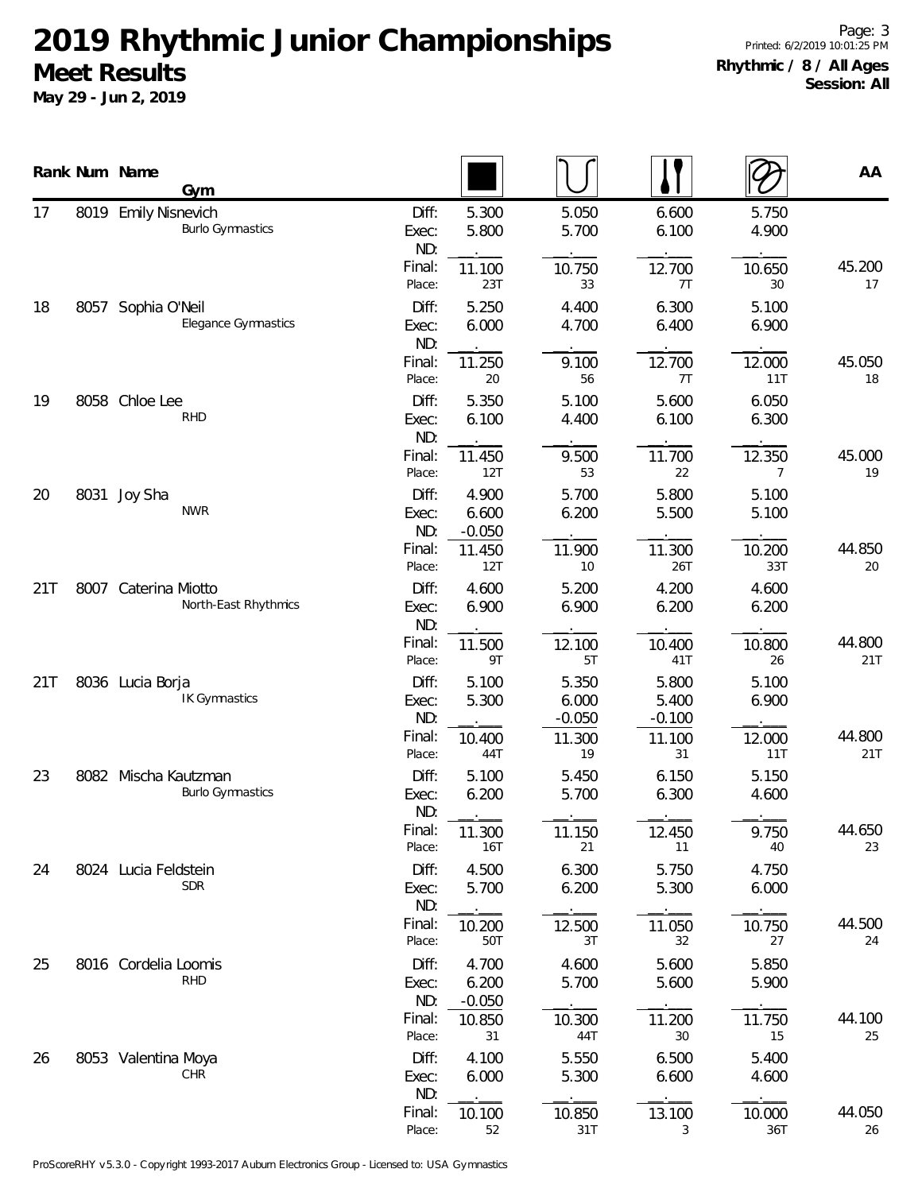# 2019 Rhythmic Junior Championships

## Meet Results

**May 29 - Jun 2, 2019**

**Rhythmic / 8 / All Ages**
**Session: All**

| Rank | Num | Name / Gym | | Rope | Hoop | Clubs | Ribbon | AA |
|---|---|---|---|---|---|---|---|---|
| 17 | 8019 | Emily Nisnevich | Diff: | 5.300 | 5.050 | 6.600 | 5.750 | |
| | | Burlo Gymnastics | Exec: | 5.800 | 5.700 | 6.100 | 4.900 | |
| | | | ND: | . | . | . | . | |
| | | | Final: | 11.100 | 10.750 | 12.700 | 10.650 | 45.200 |
| | | | Place: | 23T | 33 | 7T | 30 | 17 |
| 18 | 8057 | Sophia O'Neil | Diff: | 5.250 | 4.400 | 6.300 | 5.100 | |
| | | Elegance Gymnastics | Exec: | 6.000 | 4.700 | 6.400 | 6.900 | |
| | | | ND: | . | . | . | . | |
| | | | Final: | 11.250 | 9.100 | 12.700 | 12.000 | 45.050 |
| | | | Place: | 20 | 56 | 7T | 11T | 18 |
| 19 | 8058 | Chloe Lee | Diff: | 5.350 | 5.100 | 5.600 | 6.050 | |
| | | RHD | Exec: | 6.100 | 4.400 | 6.100 | 6.300 | |
| | | | ND: | . | . | . | . | |
| | | | Final: | 11.450 | 9.500 | 11.700 | 12.350 | 45.000 |
| | | | Place: | 12T | 53 | 22 | 7 | 19 |
| 20 | 8031 | Joy Sha | Diff: | 4.900 | 5.700 | 5.800 | 5.100 | |
| | | NWR | Exec: | 6.600 | 6.200 | 5.500 | 5.100 | |
| | | | ND: | -0.050 | . | . | . | |
| | | | Final: | 11.450 | 11.900 | 11.300 | 10.200 | 44.850 |
| | | | Place: | 12T | 10 | 26T | 33T | 20 |
| 21T | 8007 | Caterina Miotto | Diff: | 4.600 | 5.200 | 4.200 | 4.600 | |
| | | North-East Rhythmics | Exec: | 6.900 | 6.900 | 6.200 | 6.200 | |
| | | | ND: | . | . | . | . | |
| | | | Final: | 11.500 | 12.100 | 10.400 | 10.800 | 44.800 |
| | | | Place: | 9T | 5T | 41T | 26 | 21T |
| 21T | 8036 | Lucia Borja | Diff: | 5.100 | 5.350 | 5.800 | 5.100 | |
| | | IK Gymnastics | Exec: | 5.300 | 6.000 | 5.400 | 6.900 | |
| | | | ND: | . | -0.050 | -0.100 | . | |
| | | | Final: | 10.400 | 11.300 | 11.100 | 12.000 | 44.800 |
| | | | Place: | 44T | 19 | 31 | 11T | 21T |
| 23 | 8082 | Mischa Kautzman | Diff: | 5.100 | 5.450 | 6.150 | 5.150 | |
| | | Burlo Gymnastics | Exec: | 6.200 | 5.700 | 6.300 | 4.600 | |
| | | | ND: | . | . | . | . | |
| | | | Final: | 11.300 | 11.150 | 12.450 | 9.750 | 44.650 |
| | | | Place: | 16T | 21 | 11 | 40 | 23 |
| 24 | 8024 | Lucia Feldstein | Diff: | 4.500 | 6.300 | 5.750 | 4.750 | |
| | | SDR | Exec: | 5.700 | 6.200 | 5.300 | 6.000 | |
| | | | ND: | . | . | . | . | |
| | | | Final: | 10.200 | 12.500 | 11.050 | 10.750 | 44.500 |
| | | | Place: | 50T | 3T | 32 | 27 | 24 |
| 25 | 8016 | Cordelia Loomis | Diff: | 4.700 | 4.600 | 5.600 | 5.850 | |
| | | RHD | Exec: | 6.200 | 5.700 | 5.600 | 5.900 | |
| | | | ND: | -0.050 | . | . | . | |
| | | | Final: | 10.850 | 10.300 | 11.200 | 11.750 | 44.100 |
| | | | Place: | 31 | 44T | 30 | 15 | 25 |
| 26 | 8053 | Valentina Moya | Diff: | 4.100 | 5.550 | 6.500 | 5.400 | |
| | | CHR | Exec: | 6.000 | 5.300 | 6.600 | 4.600 | |
| | | | ND: | . | . | . | . | |
| | | | Final: | 10.100 | 10.850 | 13.100 | 10.000 | 44.050 |
| | | | Place: | 52 | 31T | 3 | 36T | 26 |

ProScoreRHY v5.3.0 - Copyright 1993-2017 Auburn Electronics Group - Licensed to: USA Gymnastics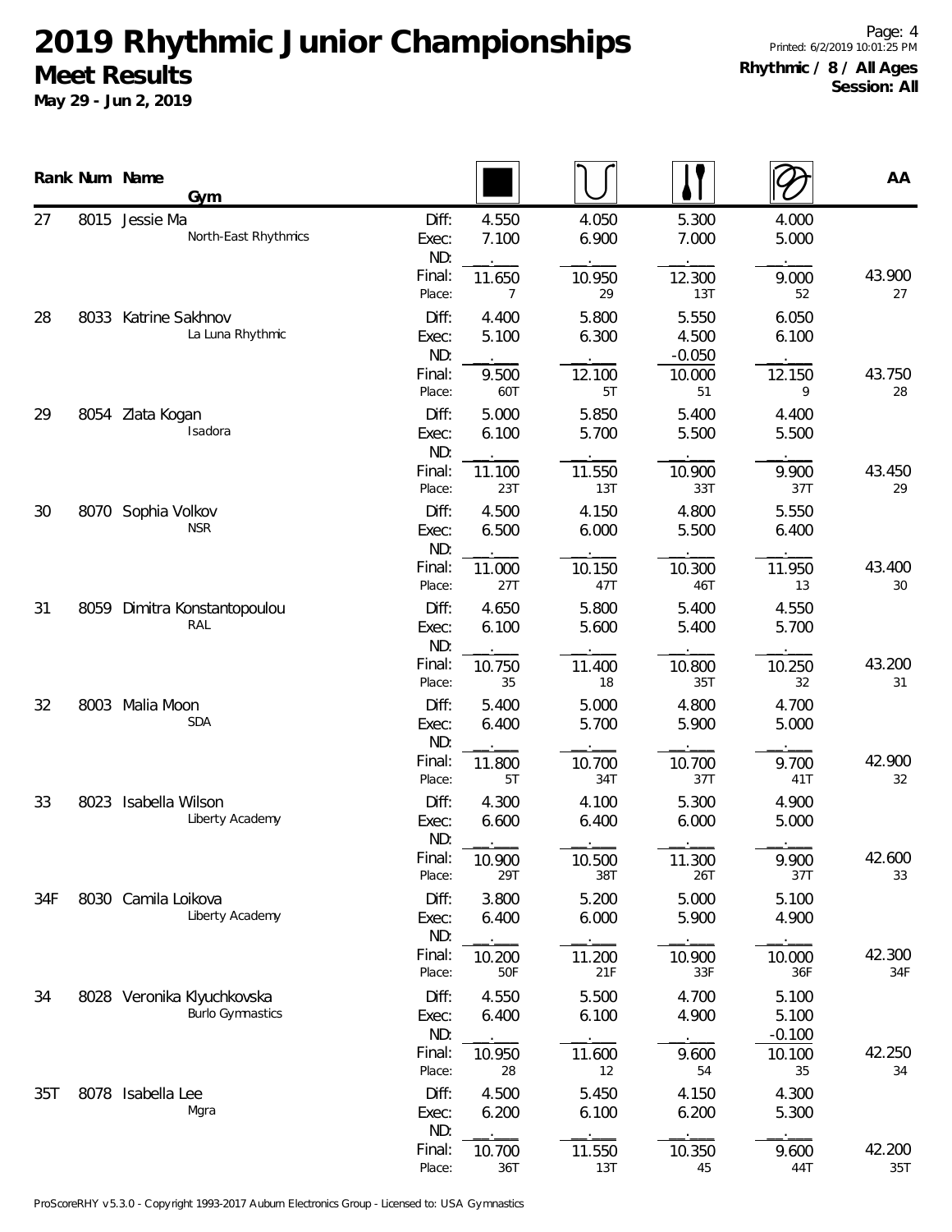# 2019 Rhythmic Junior Championships

## Meet Results

**May 29 - Jun 2, 2019**

**Rhythmic / 8 / All Ages**
**Session: All**

| Rank | Num | Name / Gym | | Rope | Hoop | Clubs | Ribbon | AA |
|---|---|---|---|---|---|---|---|---|
| 27 | 8015 | Jessie Ma / North-East Rhythmics | Diff: | 4.550 | 4.050 | 5.300 | 4.000 | |
| | | | Exec: | 7.100 | 6.900 | 7.000 | 5.000 | |
| | | | ND: | . | . | . | . | |
| | | | Final: | 11.650 | 10.950 | 12.300 | 9.000 | 43.900 |
| | | | Place: | 7 | 29 | 13T | 52 | 27 |
| 28 | 8033 | Katrine Sakhnov / La Luna Rhythmic | Diff: | 4.400 | 5.800 | 5.550 | 6.050 | |
| | | | Exec: | 5.100 | 6.300 | 4.500 | 6.100 | |
| | | | ND: | . | . | -0.050 | . | |
| | | | Final: | 9.500 | 12.100 | 10.000 | 12.150 | 43.750 |
| | | | Place: | 60T | 5T | 51 | 9 | 28 |
| 29 | 8054 | Zlata Kogan / Isadora | Diff: | 5.000 | 5.850 | 5.400 | 4.400 | |
| | | | Exec: | 6.100 | 5.700 | 5.500 | 5.500 | |
| | | | ND: | . | . | . | . | |
| | | | Final: | 11.100 | 11.550 | 10.900 | 9.900 | 43.450 |
| | | | Place: | 23T | 13T | 33T | 37T | 29 |
| 30 | 8070 | Sophia Volkov / NSR | Diff: | 4.500 | 4.150 | 4.800 | 5.550 | |
| | | | Exec: | 6.500 | 6.000 | 5.500 | 6.400 | |
| | | | ND: | . | . | . | . | |
| | | | Final: | 11.000 | 10.150 | 10.300 | 11.950 | 43.400 |
| | | | Place: | 27T | 47T | 46T | 13 | 30 |
| 31 | 8059 | Dimitra Konstantopoulou / RAL | Diff: | 4.650 | 5.800 | 5.400 | 4.550 | |
| | | | Exec: | 6.100 | 5.600 | 5.400 | 5.700 | |
| | | | ND: | . | . | . | . | |
| | | | Final: | 10.750 | 11.400 | 10.800 | 10.250 | 43.200 |
| | | | Place: | 35 | 18 | 35T | 32 | 31 |
| 32 | 8003 | Malia Moon / SDA | Diff: | 5.400 | 5.000 | 4.800 | 4.700 | |
| | | | Exec: | 6.400 | 5.700 | 5.900 | 5.000 | |
| | | | ND: | . | . | . | . | |
| | | | Final: | 11.800 | 10.700 | 10.700 | 9.700 | 42.900 |
| | | | Place: | 5T | 34T | 37T | 41T | 32 |
| 33 | 8023 | Isabella Wilson / Liberty Academy | Diff: | 4.300 | 4.100 | 5.300 | 4.900 | |
| | | | Exec: | 6.600 | 6.400 | 6.000 | 5.000 | |
| | | | ND: | . | . | . | . | |
| | | | Final: | 10.900 | 10.500 | 11.300 | 9.900 | 42.600 |
| | | | Place: | 29T | 38T | 26T | 37T | 33 |
| 34F | 8030 | Camila Loikova / Liberty Academy | Diff: | 3.800 | 5.200 | 5.000 | 5.100 | |
| | | | Exec: | 6.400 | 6.000 | 5.900 | 4.900 | |
| | | | ND: | . | . | . | . | |
| | | | Final: | 10.200 | 11.200 | 10.900 | 10.000 | 42.300 |
| | | | Place: | 50F | 21F | 33F | 36F | 34F |
| 34 | 8028 | Veronika Klyuchkovska / Burlo Gymnastics | Diff: | 4.550 | 5.500 | 4.700 | 5.100 | |
| | | | Exec: | 6.400 | 6.100 | 4.900 | 5.100 | |
| | | | ND: | . | . | . | -0.100 | |
| | | | Final: | 10.950 | 11.600 | 9.600 | 10.100 | 42.250 |
| | | | Place: | 28 | 12 | 54 | 35 | 34 |
| 35T | 8078 | Isabella Lee / Mgra | Diff: | 4.500 | 5.450 | 4.150 | 4.300 | |
| | | | Exec: | 6.200 | 6.100 | 6.200 | 5.300 | |
| | | | ND: | . | . | . | . | |
| | | | Final: | 10.700 | 11.550 | 10.350 | 9.600 | 42.200 |
| | | | Place: | 36T | 13T | 45 | 44T | 35T |

ProScoreRHY v5.3.0 - Copyright 1993-2017 Auburn Electronics Group - Licensed to: USA Gymnastics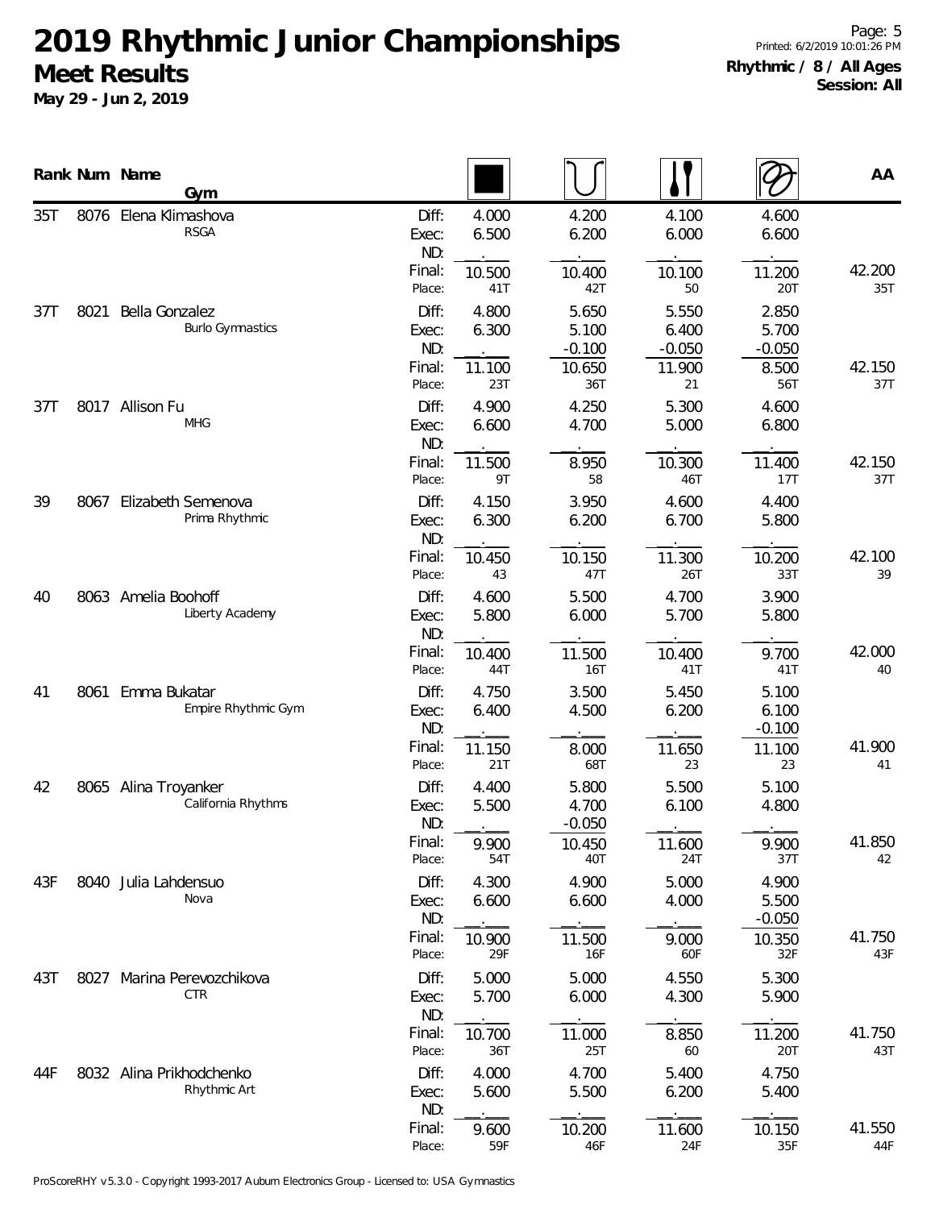# 2019 Rhythmic Junior Championships

## Meet Results

**May 29 - Jun 2, 2019**

**Rhythmic / 8 / All Ages**
**Session: All**

| Rank | Num | Name / Gym | | Rope | Hoop | Clubs | Ribbon | AA |
|---|---|---|---|---|---|---|---|---|
| 35T | 8076 | Elena Klimashova<br>RSGA | Diff: | 4.000 | 4.200 | 4.100 | 4.600 | |
| | | | Exec: | 6.500 | 6.200 | 6.000 | 6.600 | |
| | | | ND: | . | . | . | . | |
| | | | Final: | 10.500 | 10.400 | 10.100 | 11.200 | 42.200 |
| | | | Place: | 41T | 42T | 50 | 20T | 35T |
| 37T | 8021 | Bella Gonzalez<br>Burlo Gymnastics | Diff: | 4.800 | 5.650 | 5.550 | 2.850 | |
| | | | Exec: | 6.300 | 5.100 | 6.400 | 5.700 | |
| | | | ND: | . | -0.100 | -0.050 | -0.050 | |
| | | | Final: | 11.100 | 10.650 | 11.900 | 8.500 | 42.150 |
| | | | Place: | 23T | 36T | 21 | 56T | 37T |
| 37T | 8017 | Allison Fu<br>MHG | Diff: | 4.900 | 4.250 | 5.300 | 4.600 | |
| | | | Exec: | 6.600 | 4.700 | 5.000 | 6.800 | |
| | | | ND: | . | . | . | . | |
| | | | Final: | 11.500 | 8.950 | 10.300 | 11.400 | 42.150 |
| | | | Place: | 9T | 58 | 46T | 17T | 37T |
| 39 | 8067 | Elizabeth Semenova<br>Prima Rhythmic | Diff: | 4.150 | 3.950 | 4.600 | 4.400 | |
| | | | Exec: | 6.300 | 6.200 | 6.700 | 5.800 | |
| | | | ND: | . | . | . | . | |
| | | | Final: | 10.450 | 10.150 | 11.300 | 10.200 | 42.100 |
| | | | Place: | 43 | 47T | 26T | 33T | 39 |
| 40 | 8063 | Amelia Boohoff<br>Liberty Academy | Diff: | 4.600 | 5.500 | 4.700 | 3.900 | |
| | | | Exec: | 5.800 | 6.000 | 5.700 | 5.800 | |
| | | | ND: | . | . | . | . | |
| | | | Final: | 10.400 | 11.500 | 10.400 | 9.700 | 42.000 |
| | | | Place: | 44T | 16T | 41T | 41T | 40 |
| 41 | 8061 | Emma Bukatar<br>Empire Rhythmic Gym | Diff: | 4.750 | 3.500 | 5.450 | 5.100 | |
| | | | Exec: | 6.400 | 4.500 | 6.200 | 6.100 | |
| | | | ND: | . | . | . | -0.100 | |
| | | | Final: | 11.150 | 8.000 | 11.650 | 11.100 | 41.900 |
| | | | Place: | 21T | 68T | 23 | 23 | 41 |
| 42 | 8065 | Alina Troyanker<br>California Rhythms | Diff: | 4.400 | 5.800 | 5.500 | 5.100 | |
| | | | Exec: | 5.500 | 4.700 | 6.100 | 4.800 | |
| | | | ND: | . | -0.050 | . | . | |
| | | | Final: | 9.900 | 10.450 | 11.600 | 9.900 | 41.850 |
| | | | Place: | 54T | 40T | 24T | 37T | 42 |
| 43F | 8040 | Julia Lahdensuo<br>Nova | Diff: | 4.300 | 4.900 | 5.000 | 4.900 | |
| | | | Exec: | 6.600 | 6.600 | 4.000 | 5.500 | |
| | | | ND: | . | . | . | -0.050 | |
| | | | Final: | 10.900 | 11.500 | 9.000 | 10.350 | 41.750 |
| | | | Place: | 29F | 16F | 60F | 32F | 43F |
| 43T | 8027 | Marina Perevozchikova<br>CTR | Diff: | 5.000 | 5.000 | 4.550 | 5.300 | |
| | | | Exec: | 5.700 | 6.000 | 4.300 | 5.900 | |
| | | | ND: | . | . | . | . | |
| | | | Final: | 10.700 | 11.000 | 8.850 | 11.200 | 41.750 |
| | | | Place: | 36T | 25T | 60 | 20T | 43T |
| 44F | 8032 | Alina Prikhodchenko<br>Rhythmic Art | Diff: | 4.000 | 4.700 | 5.400 | 4.750 | |
| | | | Exec: | 5.600 | 5.500 | 6.200 | 5.400 | |
| | | | ND: | . | . | . | . | |
| | | | Final: | 9.600 | 10.200 | 11.600 | 10.150 | 41.550 |
| | | | Place: | 59F | 46F | 24F | 35F | 44F |

ProScoreRHY v5.3.0 - Copyright 1993-2017 Auburn Electronics Group - Licensed to: USA Gymnastics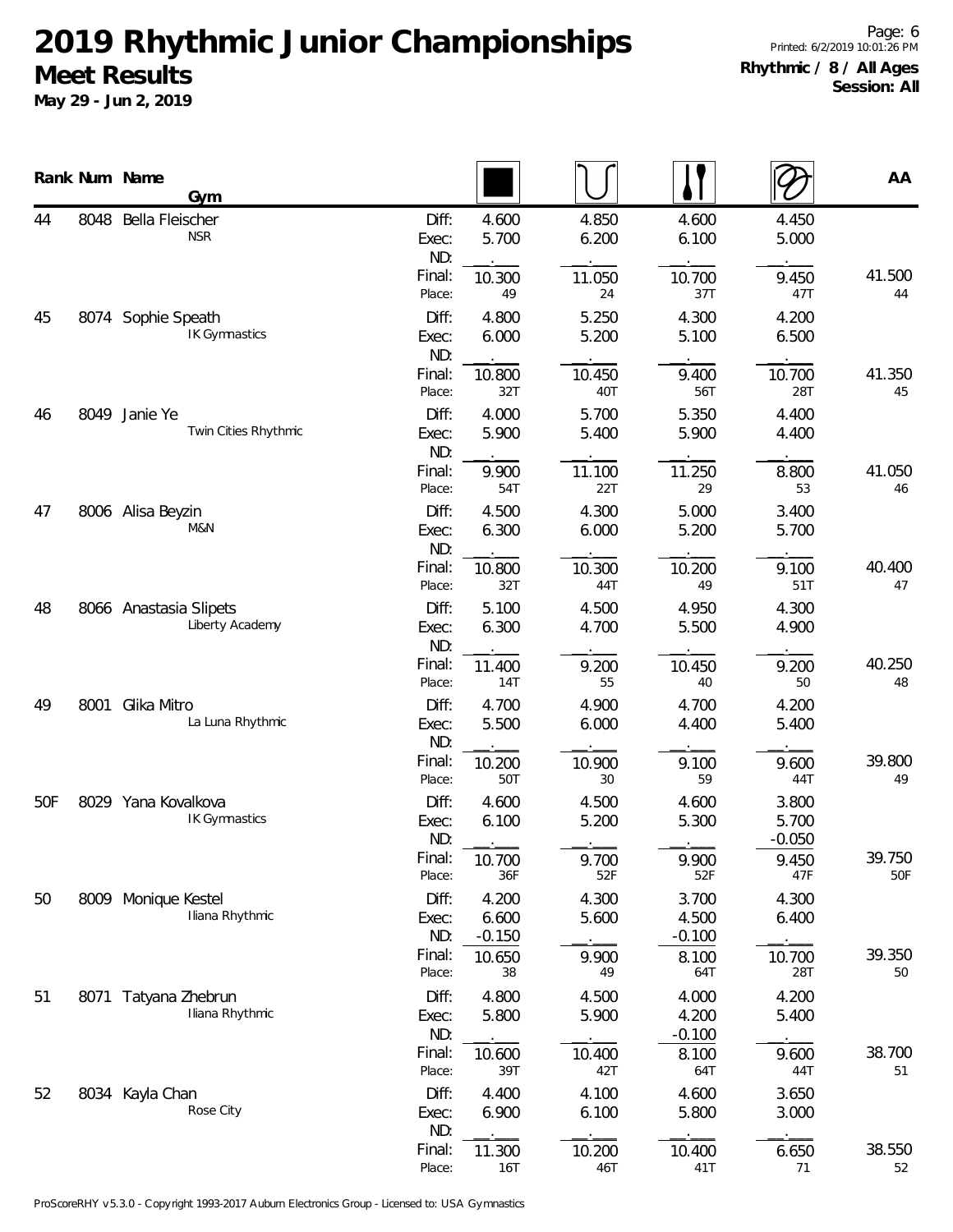# 2019 Rhythmic Junior Championships

## Meet Results

**May 29 - Jun 2, 2019**

Printed: 6/2/2019 10:01:26 PM

**Rhythmic / 8 / All Ages**
**Session: All**

| Rank | Num | Name / Gym | | Ball | Hoop | Clubs | Ribbon | AA |
|---|---|---|---|---|---|---|---|---|
| 44 | 8048 | Bella Fleischer | Diff: | 4.600 | 4.850 | 4.600 | 4.450 | |
| | | NSR | Exec: | 5.700 | 6.200 | 6.100 | 5.000 | |
| | | | ND: | | | | | |
| | | | Final: | 10.300 | 11.050 | 10.700 | 9.450 | 41.500 |
| | | | Place: | 49 | 24 | 37T | 47T | 44 |
| 45 | 8074 | Sophie Speath | Diff: | 4.800 | 5.250 | 4.300 | 4.200 | |
| | | IK Gymnastics | Exec: | 6.000 | 5.200 | 5.100 | 6.500 | |
| | | | ND: | | | | | |
| | | | Final: | 10.800 | 10.450 | 9.400 | 10.700 | 41.350 |
| | | | Place: | 32T | 40T | 56T | 28T | 45 |
| 46 | 8049 | Janie Ye | Diff: | 4.000 | 5.700 | 5.350 | 4.400 | |
| | | Twin Cities Rhythmic | Exec: | 5.900 | 5.400 | 5.900 | 4.400 | |
| | | | ND: | | | | | |
| | | | Final: | 9.900 | 11.100 | 11.250 | 8.800 | 41.050 |
| | | | Place: | 54T | 22T | 29 | 53 | 46 |
| 47 | 8006 | Alisa Beyzin | Diff: | 4.500 | 4.300 | 5.000 | 3.400 | |
| | | M&N | Exec: | 6.300 | 6.000 | 5.200 | 5.700 | |
| | | | ND: | | | | | |
| | | | Final: | 10.800 | 10.300 | 10.200 | 9.100 | 40.400 |
| | | | Place: | 32T | 44T | 49 | 51T | 47 |
| 48 | 8066 | Anastasia Slipets | Diff: | 5.100 | 4.500 | 4.950 | 4.300 | |
| | | Liberty Academy | Exec: | 6.300 | 4.700 | 5.500 | 4.900 | |
| | | | ND: | | | | | |
| | | | Final: | 11.400 | 9.200 | 10.450 | 9.200 | 40.250 |
| | | | Place: | 14T | 55 | 40 | 50 | 48 |
| 49 | 8001 | Glika Mitro | Diff: | 4.700 | 4.900 | 4.700 | 4.200 | |
| | | La Luna Rhythmic | Exec: | 5.500 | 6.000 | 4.400 | 5.400 | |
| | | | ND: | | | | | |
| | | | Final: | 10.200 | 10.900 | 9.100 | 9.600 | 39.800 |
| | | | Place: | 50T | 30 | 59 | 44T | 49 |
| 50F | 8029 | Yana Kovalkova | Diff: | 4.600 | 4.500 | 4.600 | 3.800 | |
| | | IK Gymnastics | Exec: | 6.100 | 5.200 | 5.300 | 5.700 | |
| | | | ND: | | | | -0.050 | |
| | | | Final: | 10.700 | 9.700 | 9.900 | 9.450 | 39.750 |
| | | | Place: | 36F | 52F | 52F | 47F | 50F |
| 50 | 8009 | Monique Kestel | Diff: | 4.200 | 4.300 | 3.700 | 4.300 | |
| | | Iliana Rhythmic | Exec: | 6.600 | 5.600 | 4.500 | 6.400 | |
| | | | ND: | -0.150 | | -0.100 | | |
| | | | Final: | 10.650 | 9.900 | 8.100 | 10.700 | 39.350 |
| | | | Place: | 38 | 49 | 64T | 28T | 50 |
| 51 | 8071 | Tatyana Zhebrun | Diff: | 4.800 | 4.500 | 4.000 | 4.200 | |
| | | Iliana Rhythmic | Exec: | 5.800 | 5.900 | 4.200 | 5.400 | |
| | | | ND: | | | -0.100 | | |
| | | | Final: | 10.600 | 10.400 | 8.100 | 9.600 | 38.700 |
| | | | Place: | 39T | 42T | 64T | 44T | 51 |
| 52 | 8034 | Kayla Chan | Diff: | 4.400 | 4.100 | 4.600 | 3.650 | |
| | | Rose City | Exec: | 6.900 | 6.100 | 5.800 | 3.000 | |
| | | | ND: | | | | | |
| | | | Final: | 11.300 | 10.200 | 10.400 | 6.650 | 38.550 |
| | | | Place: | 16T | 46T | 41T | 71 | 52 |

ProScoreRHY v5.3.0 - Copyright 1993-2017 Auburn Electronics Group - Licensed to: USA Gymnastics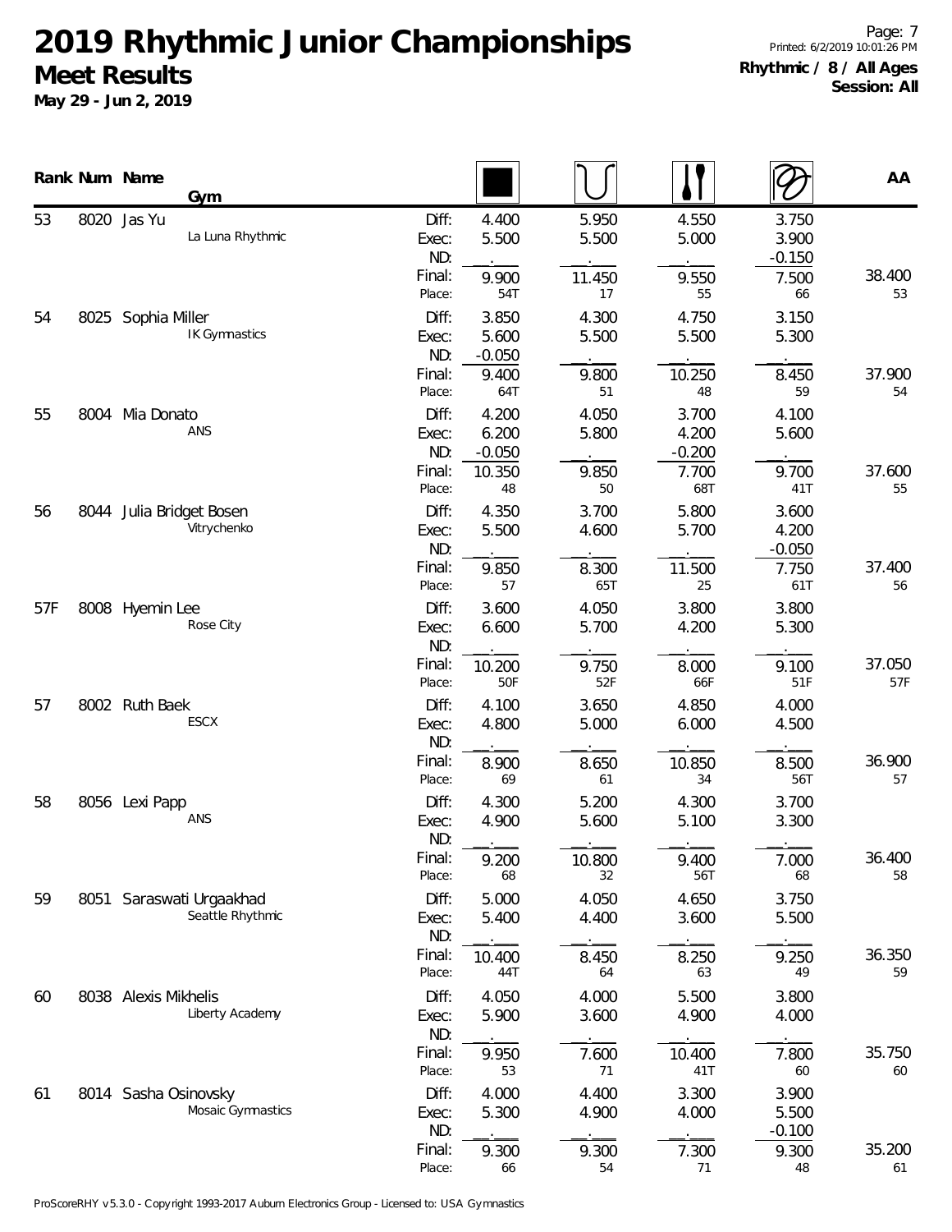# 2019 Rhythmic Junior Championships

## Meet Results

**May 29 - Jun 2, 2019**

**Rhythmic / 8 / All Ages**
**Session: All**

Printed: 6/2/2019 10:01:26 PM

| Rank | Num | Name / Gym | | Rope | Hoop | Clubs | Ribbon | AA |
|---|---|---|---|---|---|---|---|---|
| 53 | 8020 | Jas Yu / La Luna Rhythmic | Diff: | 4.400 | 5.950 | 4.550 | 3.750 | |
| | | | Exec: | 5.500 | 5.500 | 5.000 | 3.900 | |
| | | | ND: | . | . | . | -0.150 | |
| | | | Final: | 9.900 | 11.450 | 9.550 | 7.500 | 38.400 |
| | | | Place: | 54T | 17 | 55 | 66 | 53 |
| 54 | 8025 | Sophia Miller / IK Gymnastics | Diff: | 3.850 | 4.300 | 4.750 | 3.150 | |
| | | | Exec: | 5.600 | 5.500 | 5.500 | 5.300 | |
| | | | ND: | -0.050 | . | . | . | |
| | | | Final: | 9.400 | 9.800 | 10.250 | 8.450 | 37.900 |
| | | | Place: | 64T | 51 | 48 | 59 | 54 |
| 55 | 8004 | Mia Donato / ANS | Diff: | 4.200 | 4.050 | 3.700 | 4.100 | |
| | | | Exec: | 6.200 | 5.800 | 4.200 | 5.600 | |
| | | | ND: | -0.050 | . | -0.200 | . | |
| | | | Final: | 10.350 | 9.850 | 7.700 | 9.700 | 37.600 |
| | | | Place: | 48 | 50 | 68T | 41T | 55 |
| 56 | 8044 | Julia Bridget Bosen / Vitrychenko | Diff: | 4.350 | 3.700 | 5.800 | 3.600 | |
| | | | Exec: | 5.500 | 4.600 | 5.700 | 4.200 | |
| | | | ND: | . | . | . | -0.050 | |
| | | | Final: | 9.850 | 8.300 | 11.500 | 7.750 | 37.400 |
| | | | Place: | 57 | 65T | 25 | 61T | 56 |
| 57F | 8008 | Hyemin Lee / Rose City | Diff: | 3.600 | 4.050 | 3.800 | 3.800 | |
| | | | Exec: | 6.600 | 5.700 | 4.200 | 5.300 | |
| | | | ND: | . | . | . | . | |
| | | | Final: | 10.200 | 9.750 | 8.000 | 9.100 | 37.050 |
| | | | Place: | 50F | 52F | 66F | 51F | 57F |
| 57 | 8002 | Ruth Baek / ESCX | Diff: | 4.100 | 3.650 | 4.850 | 4.000 | |
| | | | Exec: | 4.800 | 5.000 | 6.000 | 4.500 | |
| | | | ND: | . | . | . | . | |
| | | | Final: | 8.900 | 8.650 | 10.850 | 8.500 | 36.900 |
| | | | Place: | 69 | 61 | 34 | 56T | 57 |
| 58 | 8056 | Lexi Papp / ANS | Diff: | 4.300 | 5.200 | 4.300 | 3.700 | |
| | | | Exec: | 4.900 | 5.600 | 5.100 | 3.300 | |
| | | | ND: | . | . | . | . | |
| | | | Final: | 9.200 | 10.800 | 9.400 | 7.000 | 36.400 |
| | | | Place: | 68 | 32 | 56T | 68 | 58 |
| 59 | 8051 | Saraswati Urgaakhad / Seattle Rhythmic | Diff: | 5.000 | 4.050 | 4.650 | 3.750 | |
| | | | Exec: | 5.400 | 4.400 | 3.600 | 5.500 | |
| | | | ND: | . | . | . | . | |
| | | | Final: | 10.400 | 8.450 | 8.250 | 9.250 | 36.350 |
| | | | Place: | 44T | 64 | 63 | 49 | 59 |
| 60 | 8038 | Alexis Mikhelis / Liberty Academy | Diff: | 4.050 | 4.000 | 5.500 | 3.800 | |
| | | | Exec: | 5.900 | 3.600 | 4.900 | 4.000 | |
| | | | ND: | . | . | . | . | |
| | | | Final: | 9.950 | 7.600 | 10.400 | 7.800 | 35.750 |
| | | | Place: | 53 | 71 | 41T | 60 | 60 |
| 61 | 8014 | Sasha Osinovsky / Mosaic Gymnastics | Diff: | 4.000 | 4.400 | 3.300 | 3.900 | |
| | | | Exec: | 5.300 | 4.900 | 4.000 | 5.500 | |
| | | | ND: | . | . | . | -0.100 | |
| | | | Final: | 9.300 | 9.300 | 7.300 | 9.300 | 35.200 |
| | | | Place: | 66 | 54 | 71 | 48 | 61 |

ProScoreRHY v5.3.0 - Copyright 1993-2017 Auburn Electronics Group - Licensed to: USA Gymnastics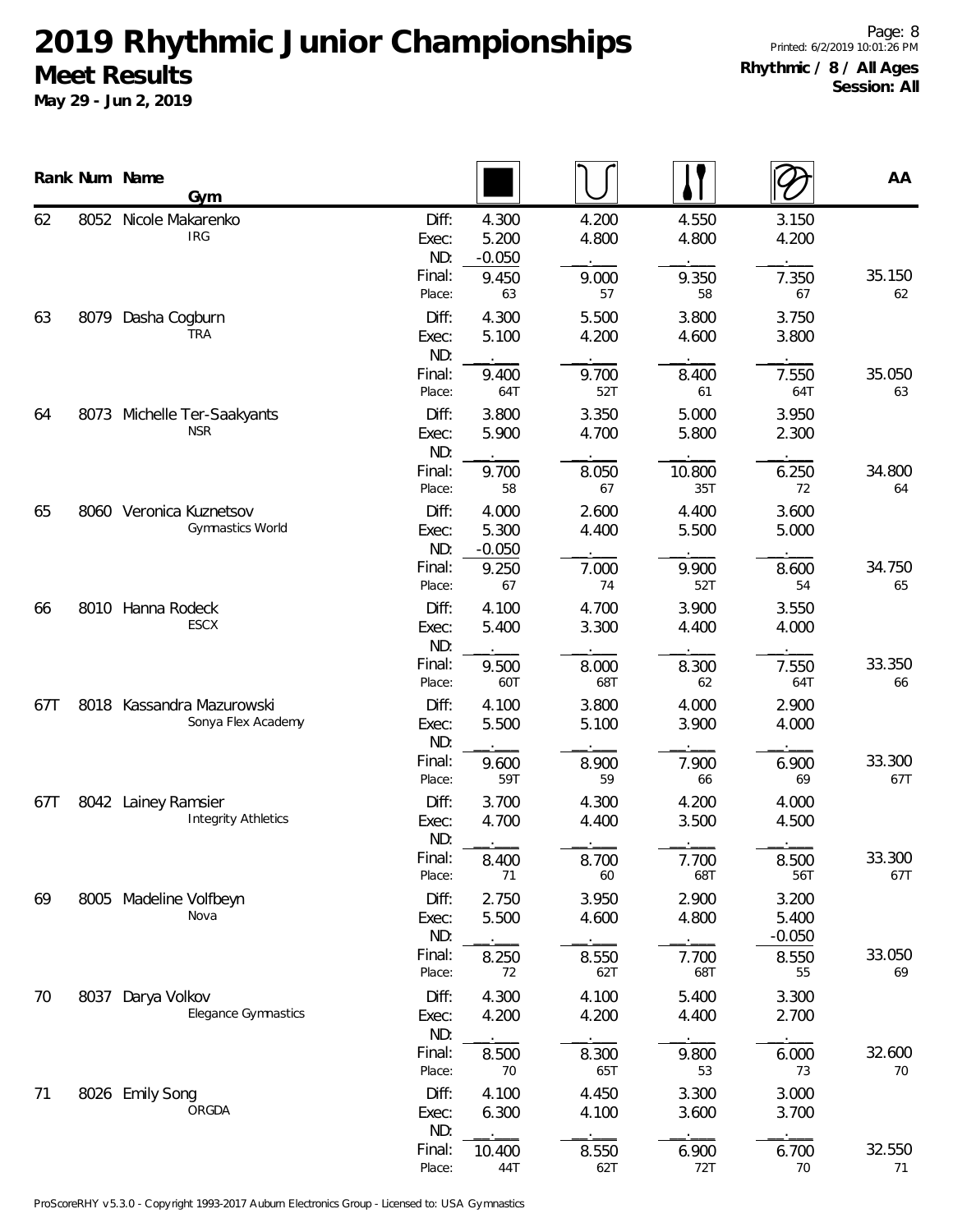# 2019 Rhythmic Junior Championships

## Meet Results

**May 29 - Jun 2, 2019**

**Rhythmic / 8 / All Ages**
**Session: All**

| Rank | Num | Name / Gym | | Ball | Hoop | Clubs | Ribbon | AA |
|---|---|---|---|---|---|---|---|---|
| 62 | 8052 | Nicole Makarenko<br>IRG | Diff: | 4.300 | 4.200 | 4.550 | 3.150 | |
| | | | Exec: | 5.200 | 4.800 | 4.800 | 4.200 | |
| | | | ND: | -0.050 | . | . | . | |
| | | | Final: | 9.450 | 9.000 | 9.350 | 7.350 | 35.150 |
| | | | Place: | 63 | 57 | 58 | 67 | 62 |
| 63 | 8079 | Dasha Cogburn<br>TRA | Diff: | 4.300 | 5.500 | 3.800 | 3.750 | |
| | | | Exec: | 5.100 | 4.200 | 4.600 | 3.800 | |
| | | | ND: | . | . | . | . | |
| | | | Final: | 9.400 | 9.700 | 8.400 | 7.550 | 35.050 |
| | | | Place: | 64T | 52T | 61 | 64T | 63 |
| 64 | 8073 | Michelle Ter-Saakyants<br>NSR | Diff: | 3.800 | 3.350 | 5.000 | 3.950 | |
| | | | Exec: | 5.900 | 4.700 | 5.800 | 2.300 | |
| | | | ND: | . | . | . | . | |
| | | | Final: | 9.700 | 8.050 | 10.800 | 6.250 | 34.800 |
| | | | Place: | 58 | 67 | 35T | 72 | 64 |
| 65 | 8060 | Veronica Kuznetsov<br>Gymnastics World | Diff: | 4.000 | 2.600 | 4.400 | 3.600 | |
| | | | Exec: | 5.300 | 4.400 | 5.500 | 5.000 | |
| | | | ND: | -0.050 | . | . | . | |
| | | | Final: | 9.250 | 7.000 | 9.900 | 8.600 | 34.750 |
| | | | Place: | 67 | 74 | 52T | 54 | 65 |
| 66 | 8010 | Hanna Rodeck<br>ESCX | Diff: | 4.100 | 4.700 | 3.900 | 3.550 | |
| | | | Exec: | 5.400 | 3.300 | 4.400 | 4.000 | |
| | | | ND: | . | . | . | . | |
| | | | Final: | 9.500 | 8.000 | 8.300 | 7.550 | 33.350 |
| | | | Place: | 60T | 68T | 62 | 64T | 66 |
| 67T | 8018 | Kassandra Mazurowski<br>Sonya Flex Academy | Diff: | 4.100 | 3.800 | 4.000 | 2.900 | |
| | | | Exec: | 5.500 | 5.100 | 3.900 | 4.000 | |
| | | | ND: | . | . | . | . | |
| | | | Final: | 9.600 | 8.900 | 7.900 | 6.900 | 33.300 |
| | | | Place: | 59T | 59 | 66 | 69 | 67T |
| 67T | 8042 | Lainey Ramsier<br>Integrity Athletics | Diff: | 3.700 | 4.300 | 4.200 | 4.000 | |
| | | | Exec: | 4.700 | 4.400 | 3.500 | 4.500 | |
| | | | ND: | . | . | . | . | |
| | | | Final: | 8.400 | 8.700 | 7.700 | 8.500 | 33.300 |
| | | | Place: | 71 | 60 | 68T | 56T | 67T |
| 69 | 8005 | Madeline Volfbeyn<br>Nova | Diff: | 2.750 | 3.950 | 2.900 | 3.200 | |
| | | | Exec: | 5.500 | 4.600 | 4.800 | 5.400 | |
| | | | ND: | . | . | . | -0.050 | |
| | | | Final: | 8.250 | 8.550 | 7.700 | 8.550 | 33.050 |
| | | | Place: | 72 | 62T | 68T | 55 | 69 |
| 70 | 8037 | Darya Volkov<br>Elegance Gymnastics | Diff: | 4.300 | 4.100 | 5.400 | 3.300 | |
| | | | Exec: | 4.200 | 4.200 | 4.400 | 2.700 | |
| | | | ND: | . | . | . | . | |
| | | | Final: | 8.500 | 8.300 | 9.800 | 6.000 | 32.600 |
| | | | Place: | 70 | 65T | 53 | 73 | 70 |
| 71 | 8026 | Emily Song<br>ORGDA | Diff: | 4.100 | 4.450 | 3.300 | 3.000 | |
| | | | Exec: | 6.300 | 4.100 | 3.600 | 3.700 | |
| | | | ND: | . | . | . | . | |
| | | | Final: | 10.400 | 8.550 | 6.900 | 6.700 | 32.550 |
| | | | Place: | 44T | 62T | 72T | 70 | 71 |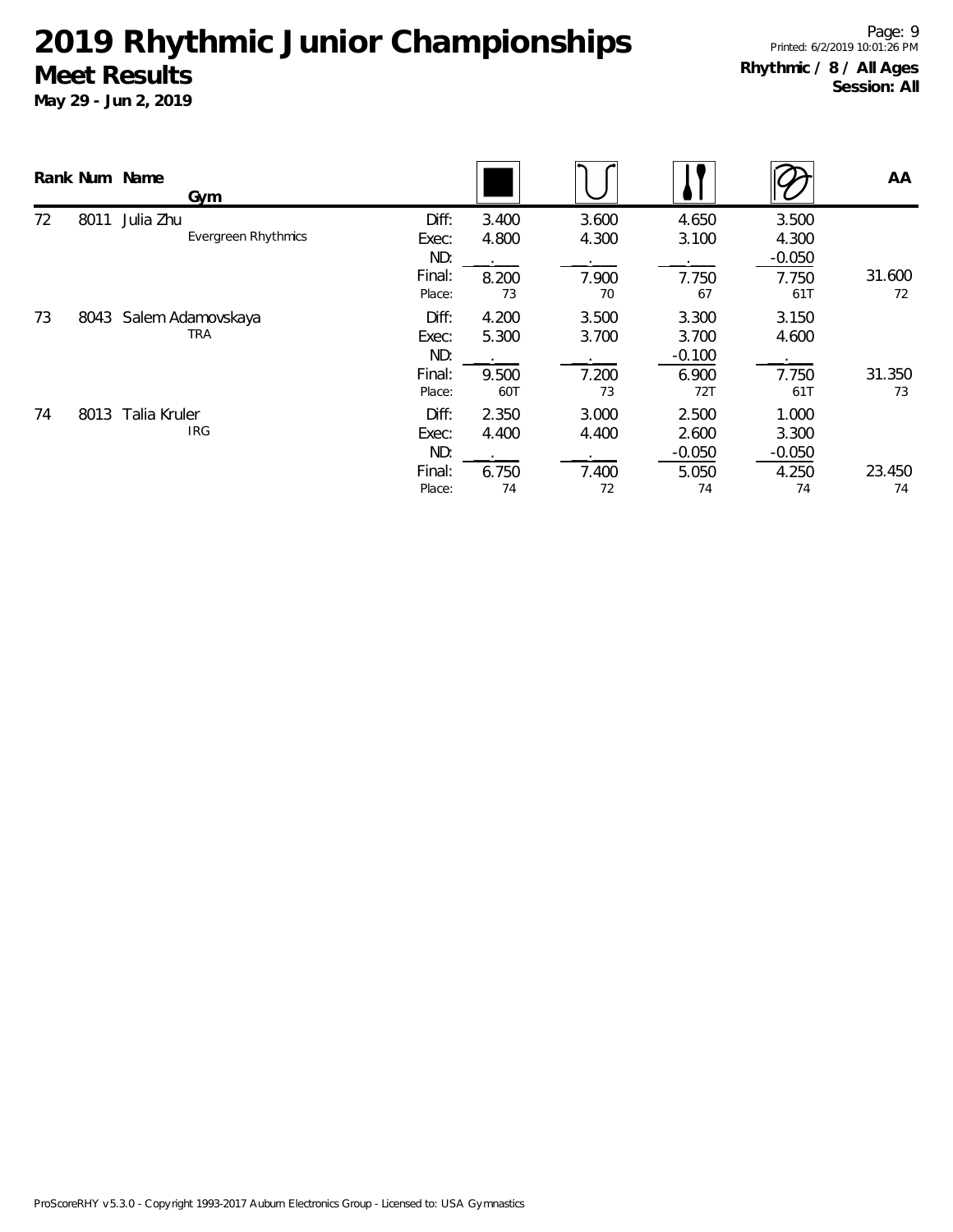# 2019 Rhythmic Junior Championships

## Meet Results

**May 29 - Jun 2, 2019**

**Rhythmic / 8 / All Ages**
**Session: All**

| Rank | Num | Name / Gym | | Rope | Ball | Clubs | Ribbon | AA |
|---|---|---|---|---|---|---|---|---|
| 72 | 8011 | Julia Zhu | Diff: | 3.400 | 3.600 | 4.650 | 3.500 | |
| | | Evergreen Rhythmics | Exec: | 4.800 | 4.300 | 3.100 | 4.300 | |
| | | | ND: | . | . | . | -0.050 | |
| | | | Final: | 8.200 | 7.900 | 7.750 | 7.750 | 31.600 |
| | | | Place: | 73 | 70 | 67 | 61T | 72 |
| 73 | 8043 | Salem Adamovskaya | Diff: | 4.200 | 3.500 | 3.300 | 3.150 | |
| | | TRA | Exec: | 5.300 | 3.700 | 3.700 | 4.600 | |
| | | | ND: | . | . | -0.100 | . | |
| | | | Final: | 9.500 | 7.200 | 6.900 | 7.750 | 31.350 |
| | | | Place: | 60T | 73 | 72T | 61T | 73 |
| 74 | 8013 | Talia Kruler | Diff: | 2.350 | 3.000 | 2.500 | 1.000 | |
| | | IRG | Exec: | 4.400 | 4.400 | 2.600 | 3.300 | |
| | | | ND: | . | . | -0.050 | -0.050 | |
| | | | Final: | 6.750 | 7.400 | 5.050 | 4.250 | 23.450 |
| | | | Place: | 74 | 72 | 74 | 74 | 74 |

ProScoreRHY v5.3.0 - Copyright 1993-2017 Auburn Electronics Group - Licensed to: USA Gymnastics